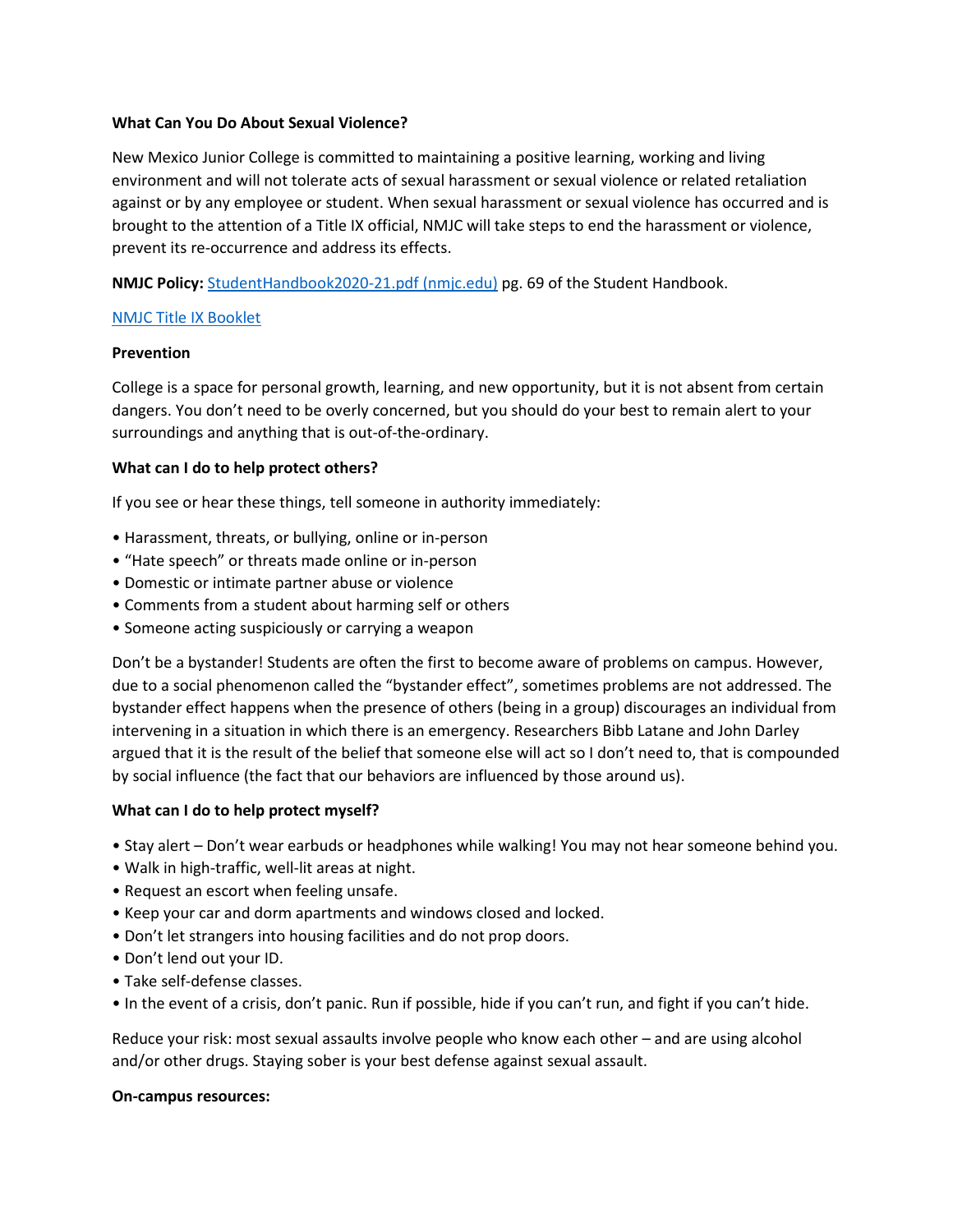**What Can You Do About Sexual Violence?**

New Mexico Junior College is committed to maintaining a positive learning, working and living environment and will not tolerate acts of sexual harassment or sexual violence or related retaliation against or by any employee or student. When sexual harassment or sexual violence has occurred and is brought to the attention of a Title IX official, NMJC will take steps to end the harassment or violence, prevent its re-occurrence and address its effects.

**NMJC Policy:** [StudentHandbook2020-21.pdf (nmjc.edu)](StudentHandbook2020-21.pdf) pg. 69 of the Student Handbook.

[NMJC Title IX Booklet](NMJC Title IX Booklet)

**Prevention**

College is a space for personal growth, learning, and new opportunity, but it is not absent from certain dangers. You don't need to be overly concerned, but you should do your best to remain alert to your surroundings and anything that is out-of-the-ordinary.

**What can I do to help protect others?**

If you see or hear these things, tell someone in authority immediately:

- Harassment, threats, or bullying, online or in-person
- "Hate speech" or threats made online or in-person
- Domestic or intimate partner abuse or violence
- Comments from a student about harming self or others
- Someone acting suspiciously or carrying a weapon

Don't be a bystander! Students are often the first to become aware of problems on campus. However, due to a social phenomenon called the "bystander effect", sometimes problems are not addressed. The bystander effect happens when the presence of others (being in a group) discourages an individual from intervening in a situation in which there is an emergency. Researchers Bibb Latane and John Darley argued that it is the result of the belief that someone else will act so I don't need to, that is compounded by social influence (the fact that our behaviors are influenced by those around us).

**What can I do to help protect myself?**

- Stay alert – Don't wear earbuds or headphones while walking! You may not hear someone behind you.
- Walk in high-traffic, well-lit areas at night.
- Request an escort when feeling unsafe.
- Keep your car and dorm apartments and windows closed and locked.
- Don't let strangers into housing facilities and do not prop doors.
- Don't lend out your ID.
- Take self-defense classes.
- In the event of a crisis, don't panic. Run if possible, hide if you can't run, and fight if you can't hide.

Reduce your risk: most sexual assaults involve people who know each other – and are using alcohol and/or other drugs. Staying sober is your best defense against sexual assault.

**On-campus resources:**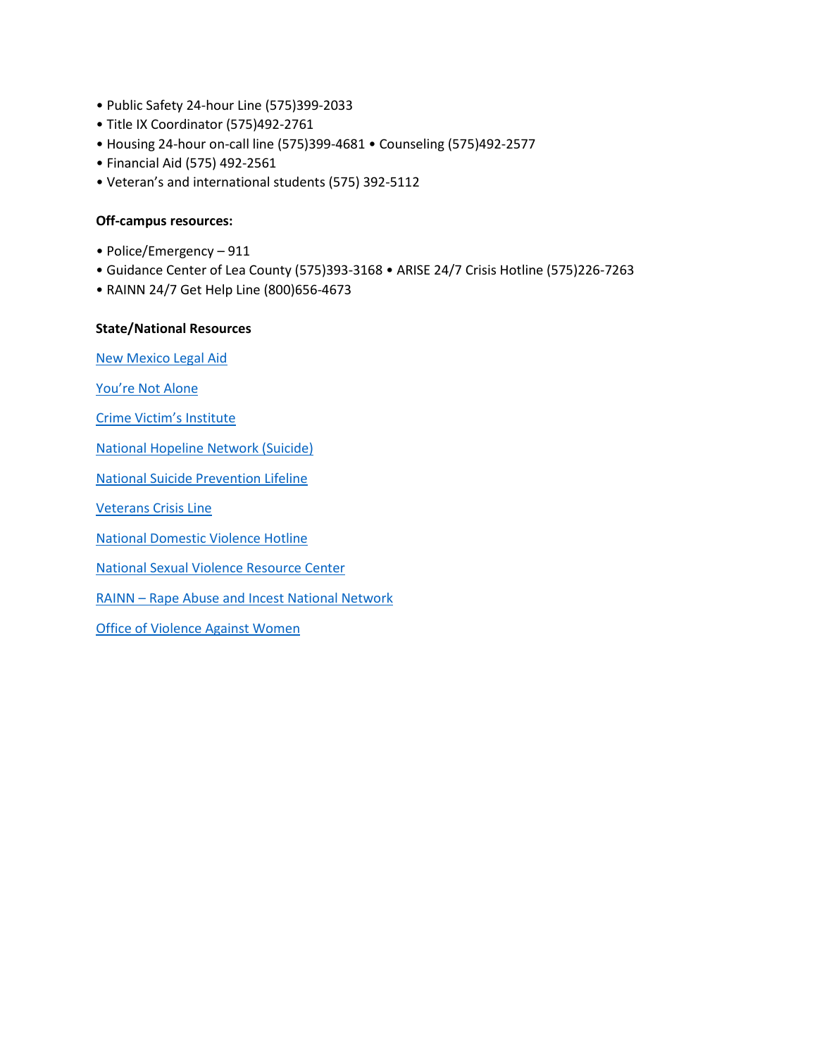- Public Safety 24-hour Line (575)399-2033
- Title IX Coordinator (575)492-2761
- Housing 24-hour on-call line (575)399-4681 • Counseling (575)492-2577
- Financial Aid (575) 492-2561
- Veteran's and international students (575) 392-5112

**Off-campus resources:**

- Police/Emergency – 911
- Guidance Center of Lea County (575)393-3168 • ARISE 24/7 Crisis Hotline (575)226-7263
- RAINN 24/7 Get Help Line (800)656-4673

**State/National Resources**

New Mexico Legal Aid

You're Not Alone

Crime Victim's Institute

National Hopeline Network (Suicide)

National Suicide Prevention Lifeline

Veterans Crisis Line

National Domestic Violence Hotline

National Sexual Violence Resource Center

RAINN – Rape Abuse and Incest National Network

Office of Violence Against Women